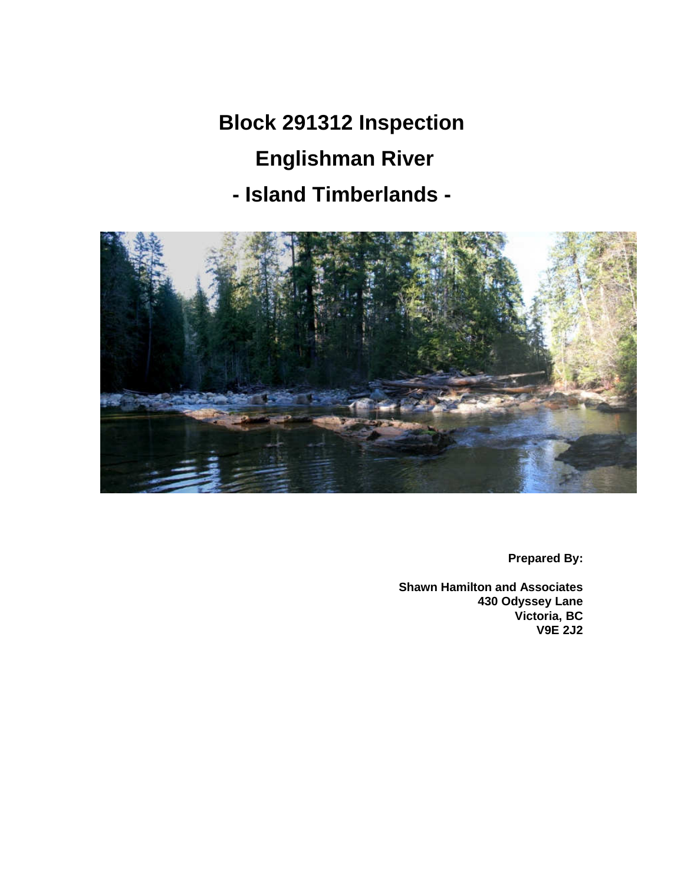# Block 291312 Inspection

# Englishman River

# - Island Timberlands -

**Prepared By:**

**Shawn Hamilton and Associates**
**430 Odyssey Lane**
**Victoria, BC**
**V9E 2J2**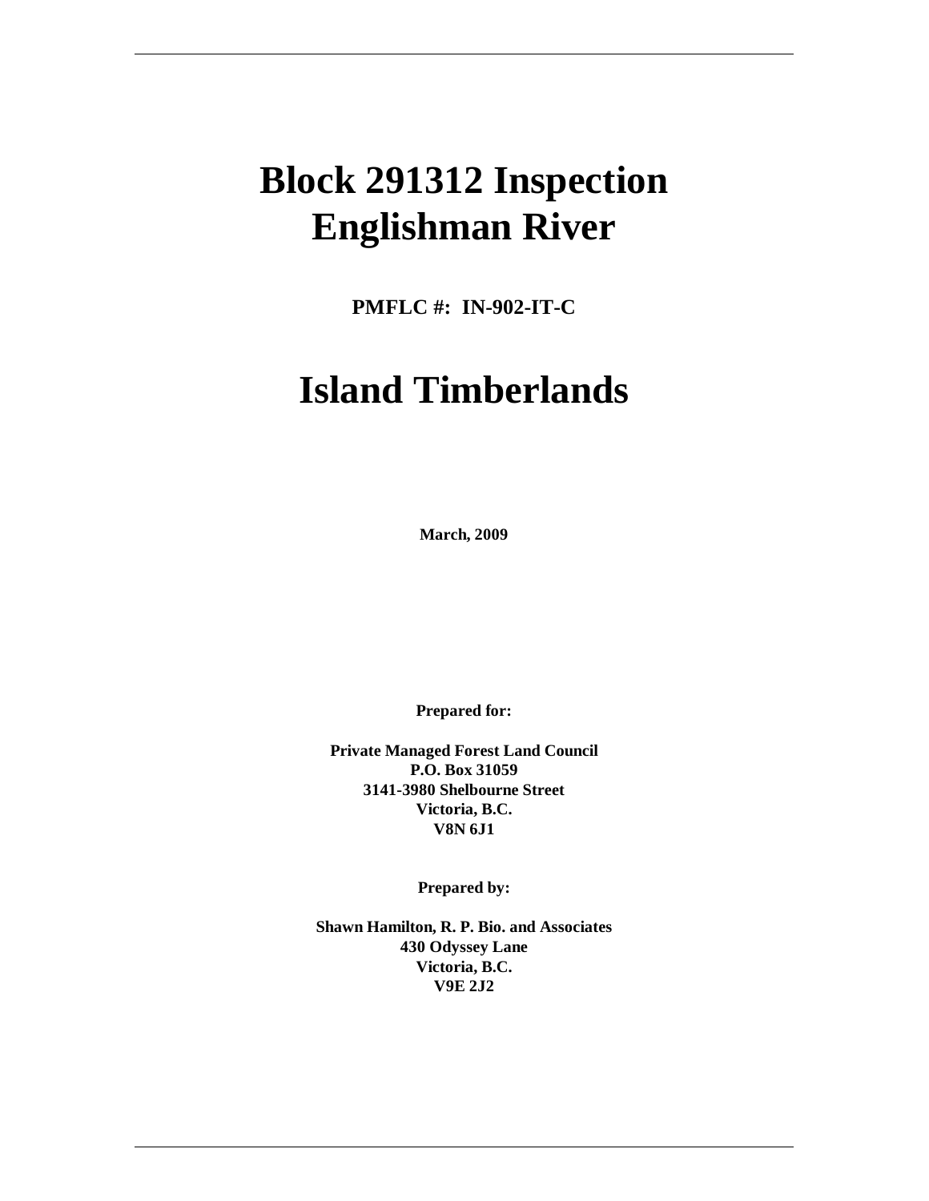# Block 291312 Inspection
# Englishman River

**PMFLC #: IN-902-IT-C**

# Island Timberlands

**March, 2009**

**Prepared for:**

**Private Managed Forest Land Council**
**P.O. Box 31059**
**3141-3980 Shelbourne Street**
**Victoria, B.C.**
**V8N 6J1**

**Prepared by:**

**Shawn Hamilton, R. P. Bio. and Associates**
**430 Odyssey Lane**
**Victoria, B.C.**
**V9E 2J2**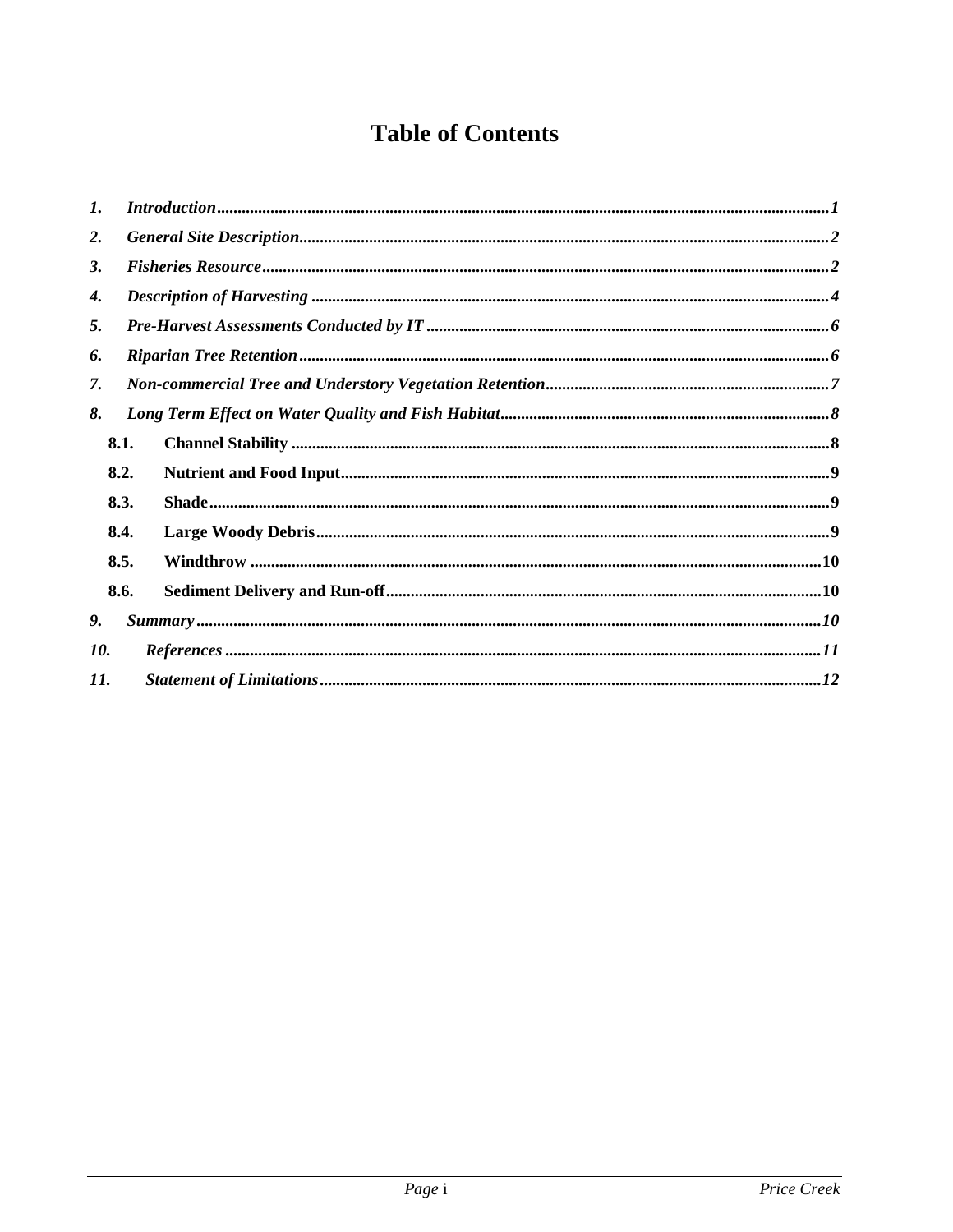# Table of Contents

| | | |
|---|---|---|
| *1.* | ***Introduction*** | *1* |
| *2.* | ***General Site Description*** | *2* |
| *3.* | ***Fisheries Resource*** | *2* |
| *4.* | ***Description of Harvesting*** | *4* |
| *5.* | ***Pre-Harvest Assessments Conducted by IT*** | *6* |
| *6.* | ***Riparian Tree Retention*** | *6* |
| *7.* | ***Non-commercial Tree and Understory Vegetation Retention*** | *7* |
| *8.* | ***Long Term Effect on Water Quality and Fish Habitat*** | *8* |
| **8.1.** | **Channel Stability** | **8** |
| **8.2.** | **Nutrient and Food Input** | **9** |
| **8.3.** | **Shade** | **9** |
| **8.4.** | **Large Woody Debris** | **9** |
| **8.5.** | **Windthrow** | **10** |
| **8.6.** | **Sediment Delivery and Run-off** | **10** |
| *9.* | ***Summary*** | *10* |
| *10.* | ***References*** | *11* |
| *11.* | ***Statement of Limitations*** | *12* |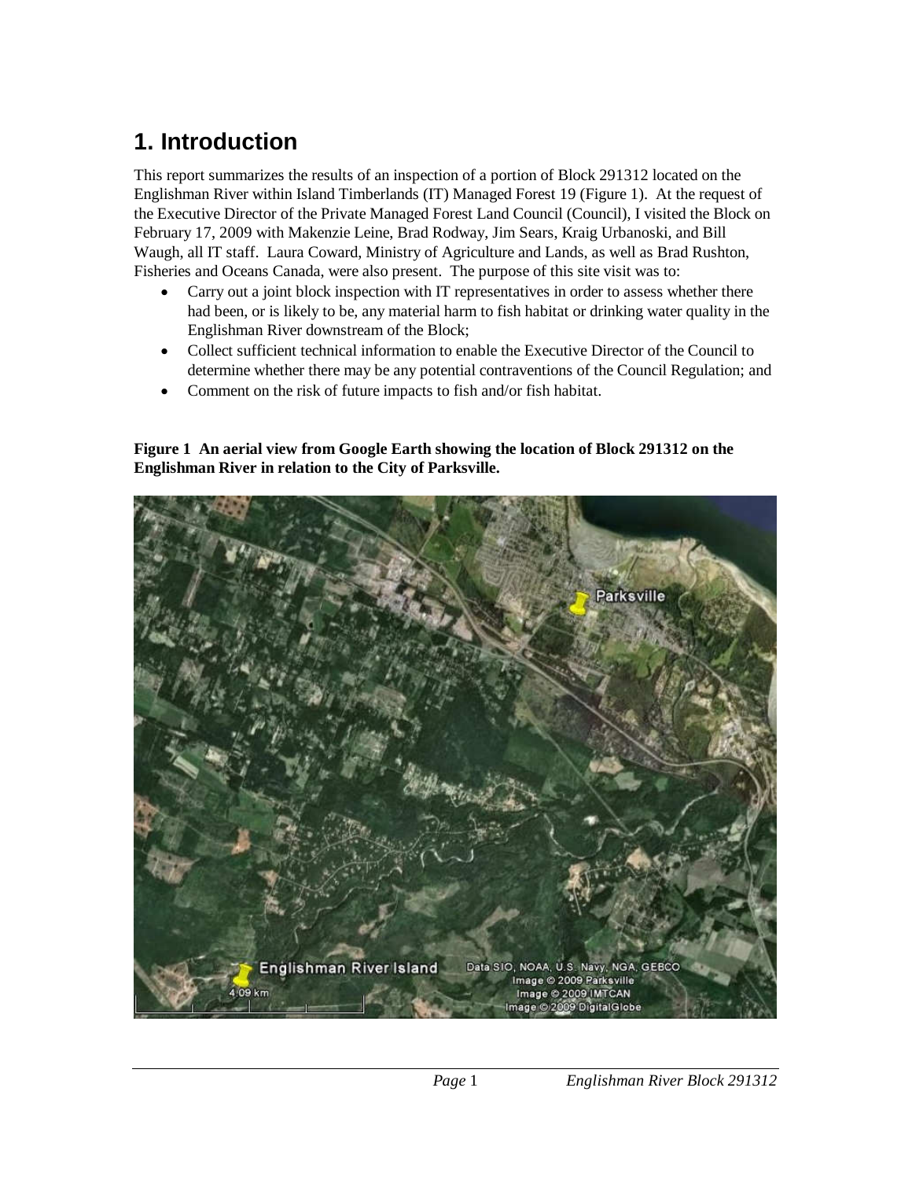# 1. Introduction

This report summarizes the results of an inspection of a portion of Block 291312 located on the Englishman River within Island Timberlands (IT) Managed Forest 19 (Figure 1). At the request of the Executive Director of the Private Managed Forest Land Council (Council), I visited the Block on February 17, 2009 with Makenzie Leine, Brad Rodway, Jim Sears, Kraig Urbanoski, and Bill Waugh, all IT staff. Laura Coward, Ministry of Agriculture and Lands, as well as Brad Rushton, Fisheries and Oceans Canada, were also present. The purpose of this site visit was to:

- Carry out a joint block inspection with IT representatives in order to assess whether there had been, or is likely to be, any material harm to fish habitat or drinking water quality in the Englishman River downstream of the Block;
- Collect sufficient technical information to enable the Executive Director of the Council to determine whether there may be any potential contraventions of the Council Regulation; and
- Comment on the risk of future impacts to fish and/or fish habitat.

**Figure 1 An aerial view from Google Earth showing the location of Block 291312 on the Englishman River in relation to the City of Parksville.**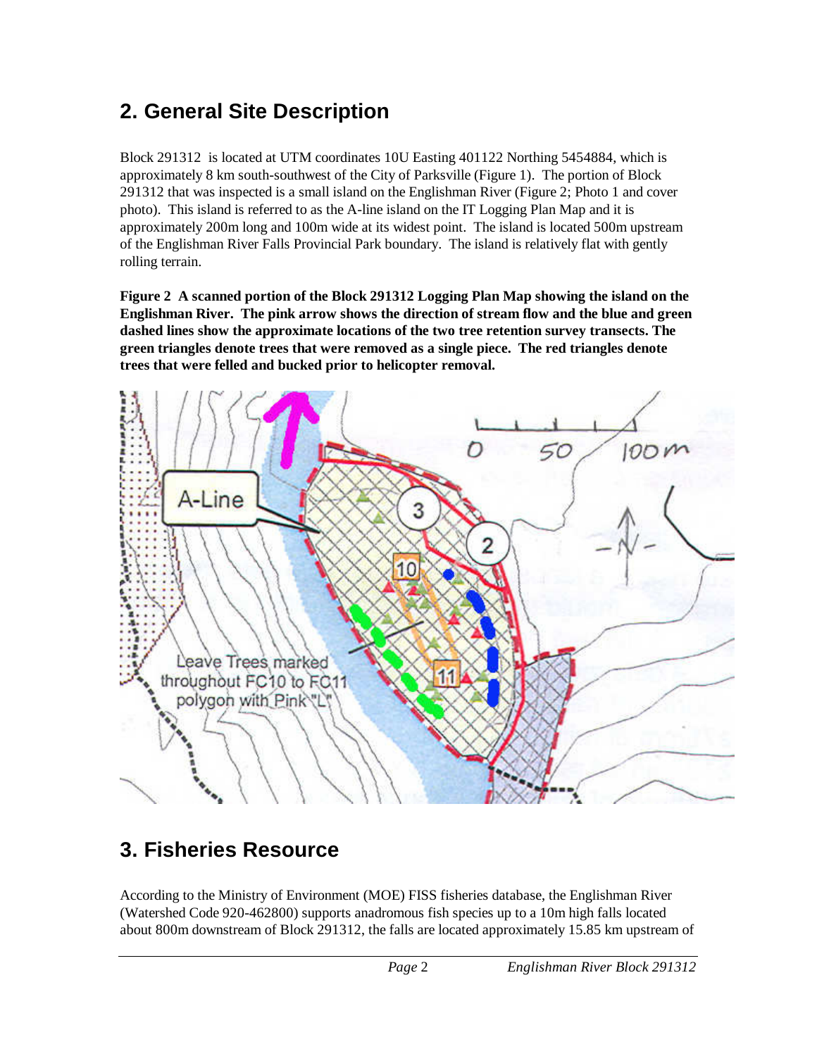## 2. General Site Description

Block 291312 is located at UTM coordinates 10U Easting 401122 Northing 5454884, which is approximately 8 km south-southwest of the City of Parksville (Figure 1). The portion of Block 291312 that was inspected is a small island on the Englishman River (Figure 2; Photo 1 and cover photo). This island is referred to as the A-line island on the IT Logging Plan Map and it is approximately 200m long and 100m wide at its widest point. The island is located 500m upstream of the Englishman River Falls Provincial Park boundary. The island is relatively flat with gently rolling terrain.

**Figure 2 A scanned portion of the Block 291312 Logging Plan Map showing the island on the Englishman River. The pink arrow shows the direction of stream flow and the blue and green dashed lines show the approximate locations of the two tree retention survey transects. The green triangles denote trees that were removed as a single piece. The red triangles denote trees that were felled and bucked prior to helicopter removal.**

## 3. Fisheries Resource

According to the Ministry of Environment (MOE) FISS fisheries database, the Englishman River (Watershed Code 920-462800) supports anadromous fish species up to a 10m high falls located about 800m downstream of Block 291312, the falls are located approximately 15.85 km upstream of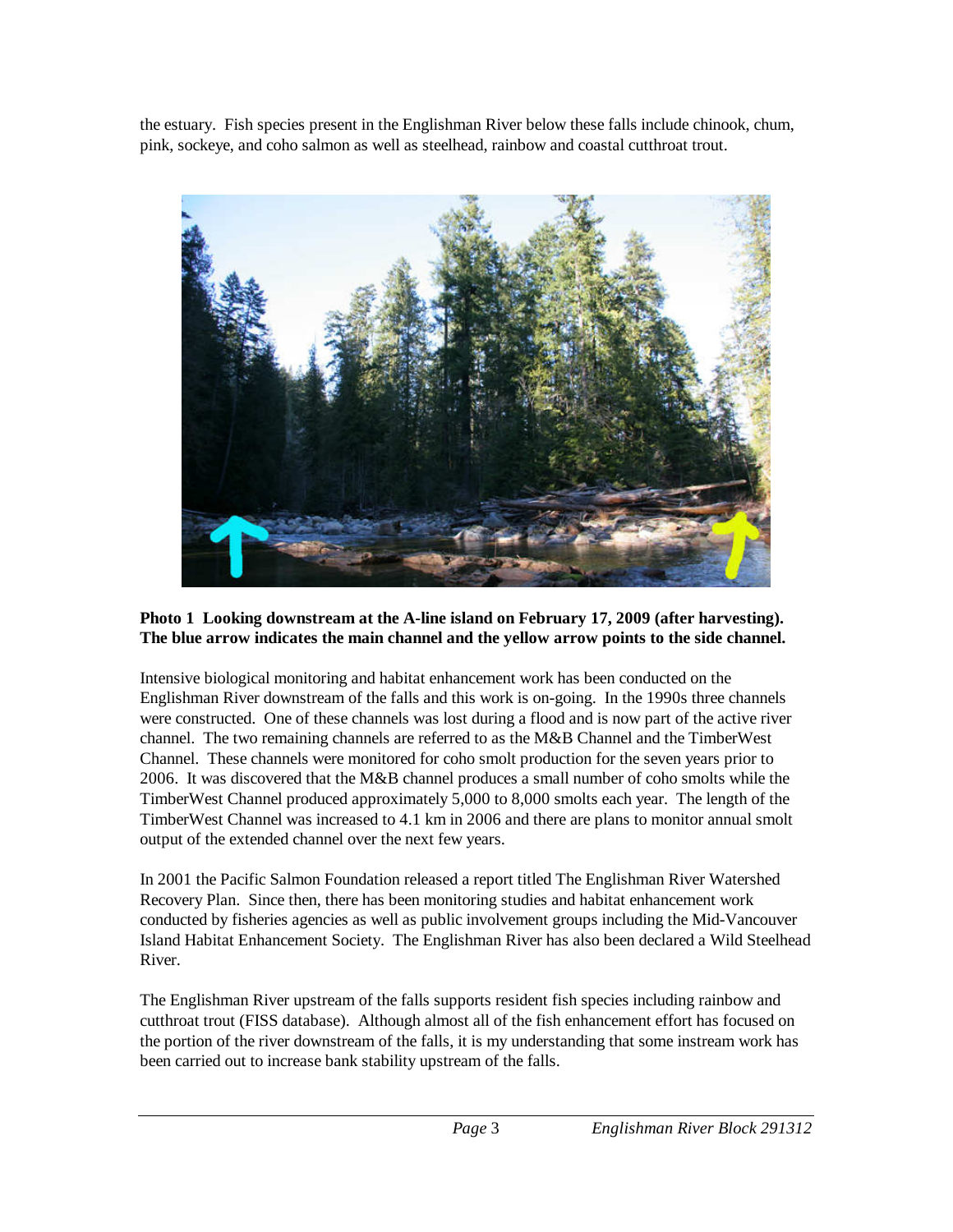the estuary. Fish species present in the Englishman River below these falls include chinook, chum, pink, sockeye, and coho salmon as well as steelhead, rainbow and coastal cutthroat trout.

**Photo 1 Looking downstream at the A-line island on February 17, 2009 (after harvesting). The blue arrow indicates the main channel and the yellow arrow points to the side channel.**

Intensive biological monitoring and habitat enhancement work has been conducted on the Englishman River downstream of the falls and this work is on-going. In the 1990s three channels were constructed. One of these channels was lost during a flood and is now part of the active river channel. The two remaining channels are referred to as the M&B Channel and the TimberWest Channel. These channels were monitored for coho smolt production for the seven years prior to 2006. It was discovered that the M&B channel produces a small number of coho smolts while the TimberWest Channel produced approximately 5,000 to 8,000 smolts each year. The length of the TimberWest Channel was increased to 4.1 km in 2006 and there are plans to monitor annual smolt output of the extended channel over the next few years.

In 2001 the Pacific Salmon Foundation released a report titled The Englishman River Watershed Recovery Plan. Since then, there has been monitoring studies and habitat enhancement work conducted by fisheries agencies as well as public involvement groups including the Mid-Vancouver Island Habitat Enhancement Society. The Englishman River has also been declared a Wild Steelhead River.

The Englishman River upstream of the falls supports resident fish species including rainbow and cutthroat trout (FISS database). Although almost all of the fish enhancement effort has focused on the portion of the river downstream of the falls, it is my understanding that some instream work has been carried out to increase bank stability upstream of the falls.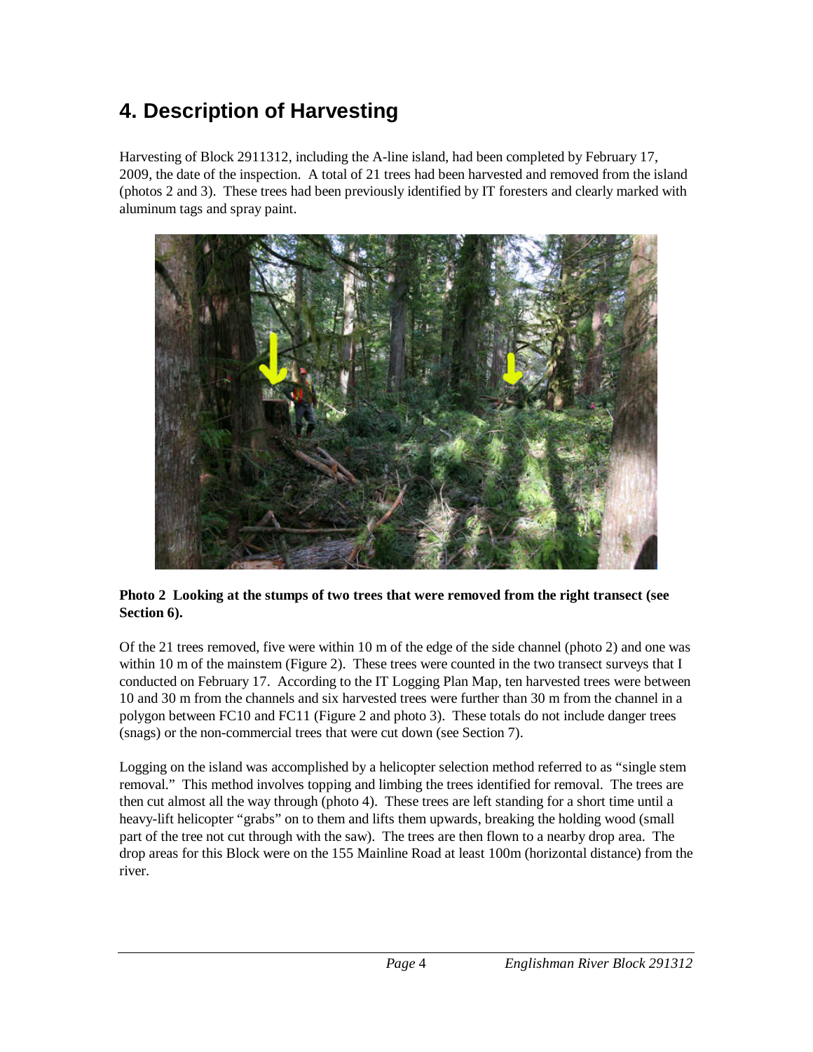# 4. Description of Harvesting

Harvesting of Block 2911312, including the A-line island, had been completed by February 17, 2009, the date of the inspection. A total of 21 trees had been harvested and removed from the island (photos 2 and 3). These trees had been previously identified by IT foresters and clearly marked with aluminum tags and spray paint.

**Photo 2 Looking at the stumps of two trees that were removed from the right transect (see Section 6).**

Of the 21 trees removed, five were within 10 m of the edge of the side channel (photo 2) and one was within 10 m of the mainstem (Figure 2). These trees were counted in the two transect surveys that I conducted on February 17. According to the IT Logging Plan Map, ten harvested trees were between 10 and 30 m from the channels and six harvested trees were further than 30 m from the channel in a polygon between FC10 and FC11 (Figure 2 and photo 3). These totals do not include danger trees (snags) or the non-commercial trees that were cut down (see Section 7).

Logging on the island was accomplished by a helicopter selection method referred to as "single stem removal." This method involves topping and limbing the trees identified for removal. The trees are then cut almost all the way through (photo 4). These trees are left standing for a short time until a heavy-lift helicopter "grabs" on to them and lifts them upwards, breaking the holding wood (small part of the tree not cut through with the saw). The trees are then flown to a nearby drop area. The drop areas for this Block were on the 155 Mainline Road at least 100m (horizontal distance) from the river.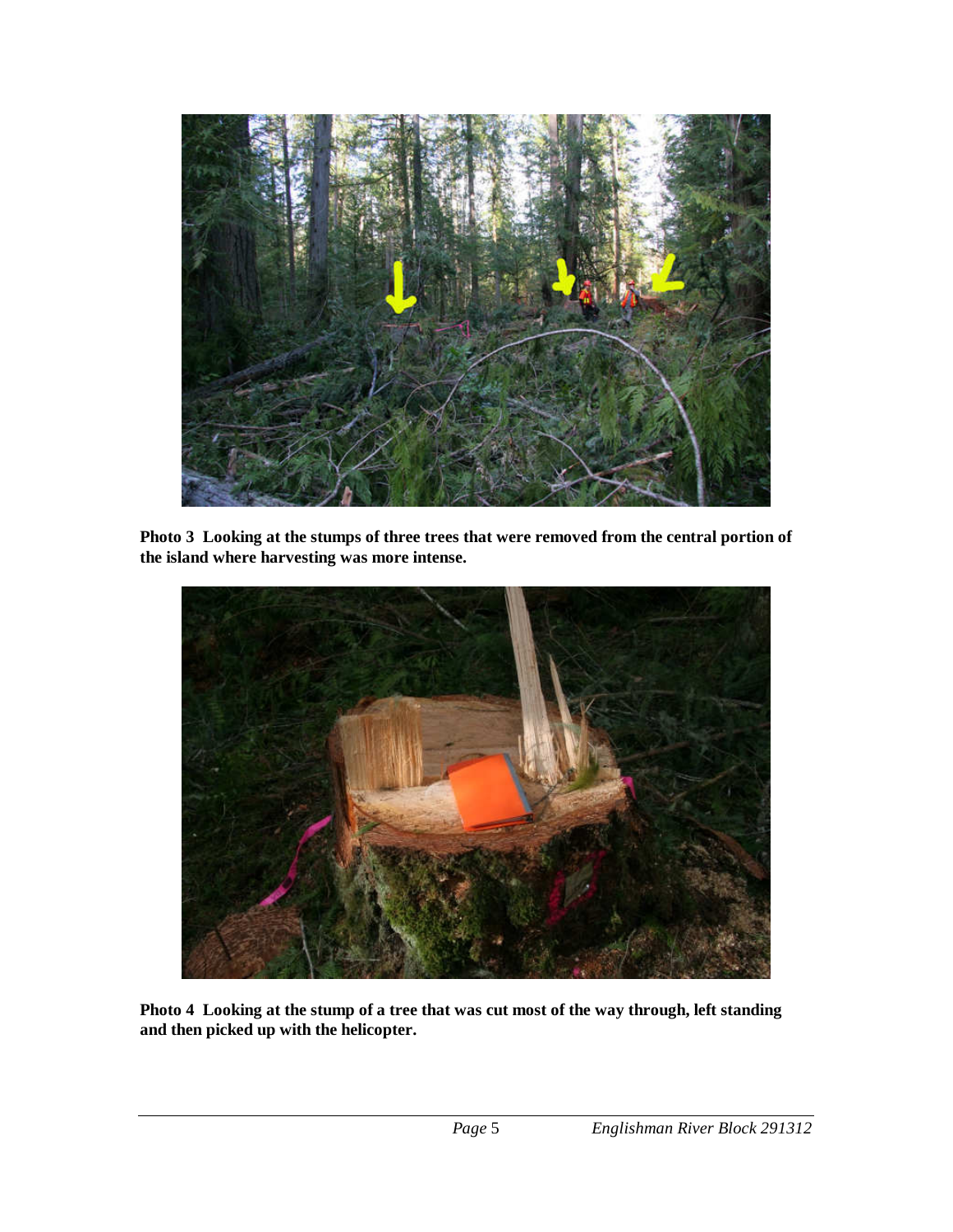**Photo 3  Looking at the stumps of three trees that were removed from the central portion of the island where harvesting was more intense.**

**Photo 4  Looking at the stump of a tree that was cut most of the way through, left standing and then picked up with the helicopter.**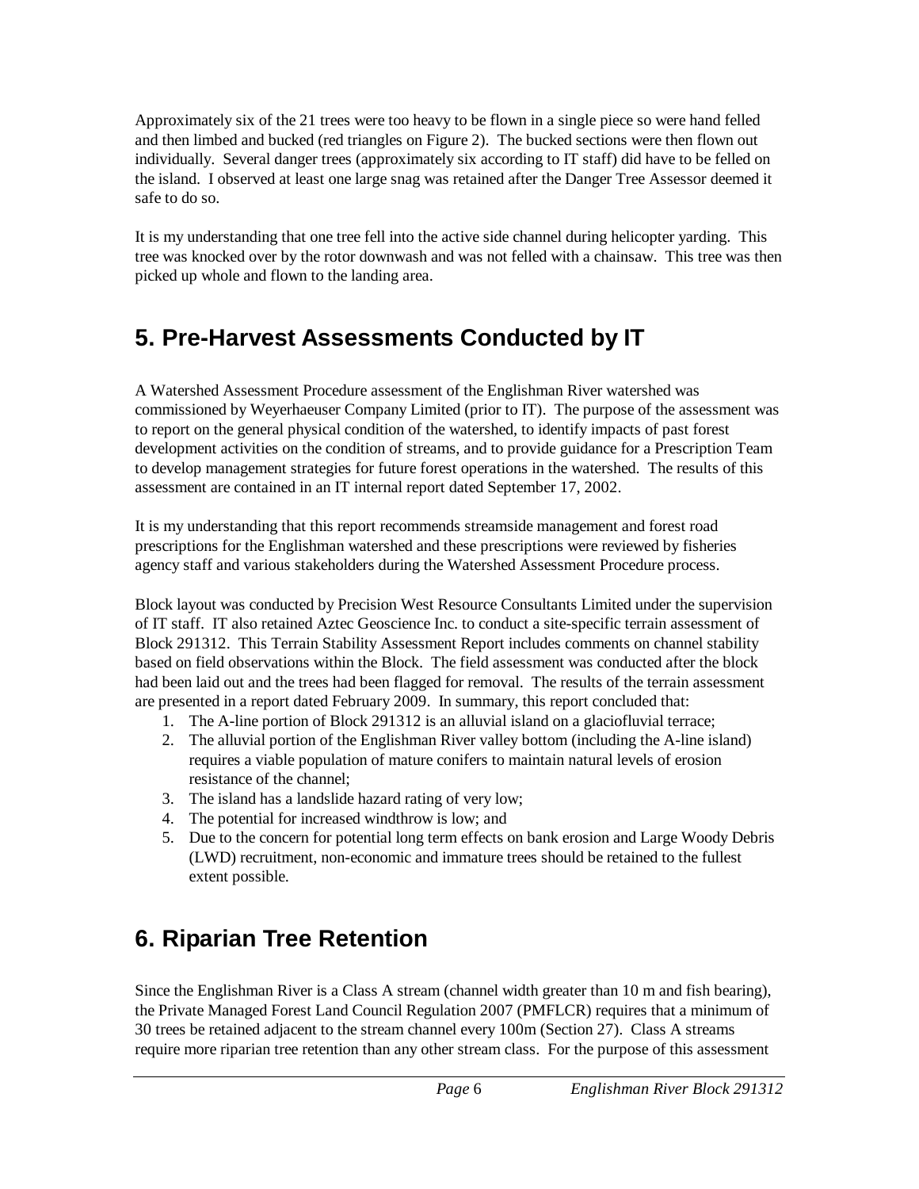Approximately six of the 21 trees were too heavy to be flown in a single piece so were hand felled and then limbed and bucked (red triangles on Figure 2). The bucked sections were then flown out individually. Several danger trees (approximately six according to IT staff) did have to be felled on the island. I observed at least one large snag was retained after the Danger Tree Assessor deemed it safe to do so.

It is my understanding that one tree fell into the active side channel during helicopter yarding. This tree was knocked over by the rotor downwash and was not felled with a chainsaw. This tree was then picked up whole and flown to the landing area.

# 5. Pre-Harvest Assessments Conducted by IT

A Watershed Assessment Procedure assessment of the Englishman River watershed was commissioned by Weyerhaeuser Company Limited (prior to IT). The purpose of the assessment was to report on the general physical condition of the watershed, to identify impacts of past forest development activities on the condition of streams, and to provide guidance for a Prescription Team to develop management strategies for future forest operations in the watershed. The results of this assessment are contained in an IT internal report dated September 17, 2002.

It is my understanding that this report recommends streamside management and forest road prescriptions for the Englishman watershed and these prescriptions were reviewed by fisheries agency staff and various stakeholders during the Watershed Assessment Procedure process.

Block layout was conducted by Precision West Resource Consultants Limited under the supervision of IT staff. IT also retained Aztec Geoscience Inc. to conduct a site-specific terrain assessment of Block 291312. This Terrain Stability Assessment Report includes comments on channel stability based on field observations within the Block. The field assessment was conducted after the block had been laid out and the trees had been flagged for removal. The results of the terrain assessment are presented in a report dated February 2009. In summary, this report concluded that:

1. The A-line portion of Block 291312 is an alluvial island on a glaciofluvial terrace;
2. The alluvial portion of the Englishman River valley bottom (including the A-line island) requires a viable population of mature conifers to maintain natural levels of erosion resistance of the channel;
3. The island has a landslide hazard rating of very low;
4. The potential for increased windthrow is low; and
5. Due to the concern for potential long term effects on bank erosion and Large Woody Debris (LWD) recruitment, non-economic and immature trees should be retained to the fullest extent possible.

# 6. Riparian Tree Retention

Since the Englishman River is a Class A stream (channel width greater than 10 m and fish bearing), the Private Managed Forest Land Council Regulation 2007 (PMFLCR) requires that a minimum of 30 trees be retained adjacent to the stream channel every 100m (Section 27). Class A streams require more riparian tree retention than any other stream class. For the purpose of this assessment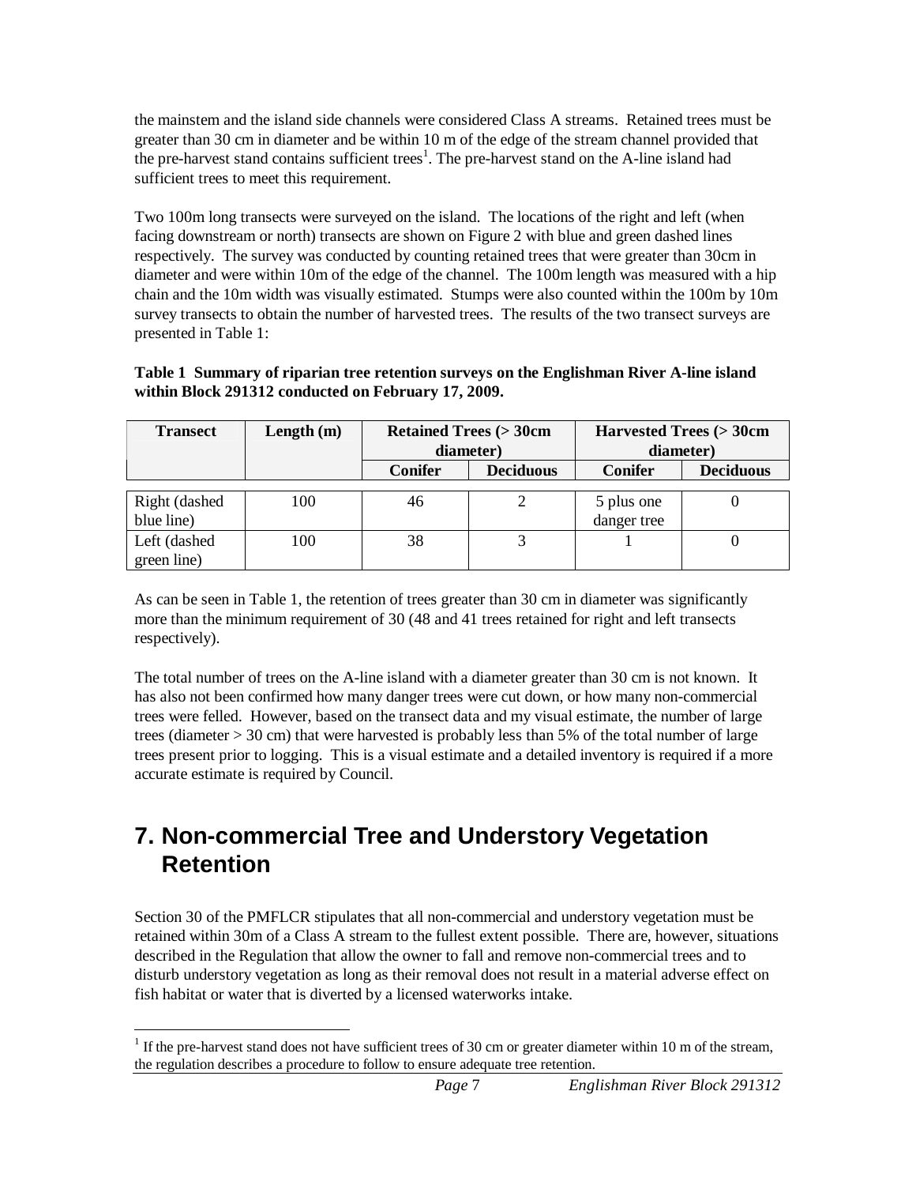the mainstem and the island side channels were considered Class A streams. Retained trees must be greater than 30 cm in diameter and be within 10 m of the edge of the stream channel provided that the pre-harvest stand contains sufficient trees[1]. The pre-harvest stand on the A-line island had sufficient trees to meet this requirement.

Two 100m long transects were surveyed on the island. The locations of the right and left (when facing downstream or north) transects are shown on Figure 2 with blue and green dashed lines respectively. The survey was conducted by counting retained trees that were greater than 30cm in diameter and were within 10m of the edge of the channel. The 100m length was measured with a hip chain and the 10m width was visually estimated. Stumps were also counted within the 100m by 10m survey transects to obtain the number of harvested trees. The results of the two transect surveys are presented in Table 1:

**Table 1 Summary of riparian tree retention surveys on the Englishman River A-line island within Block 291312 conducted on February 17, 2009.**

| Transect | Length (m) | Retained Trees (> 30cm diameter) | | Harvested Trees (> 30cm diameter) | |
|---|---|---|---|---|---|
| | | Conifer | Deciduous | Conifer | Deciduous |
| Right (dashed blue line) | 100 | 46 | 2 | 5 plus one danger tree | 0 |
| Left (dashed green line) | 100 | 38 | 3 | 1 | 0 |

As can be seen in Table 1, the retention of trees greater than 30 cm in diameter was significantly more than the minimum requirement of 30 (48 and 41 trees retained for right and left transects respectively).

The total number of trees on the A-line island with a diameter greater than 30 cm is not known. It has also not been confirmed how many danger trees were cut down, or how many non-commercial trees were felled. However, based on the transect data and my visual estimate, the number of large trees (diameter > 30 cm) that were harvested is probably less than 5% of the total number of large trees present prior to logging. This is a visual estimate and a detailed inventory is required if a more accurate estimate is required by Council.

# 7. Non-commercial Tree and Understory Vegetation Retention

Section 30 of the PMFLCR stipulates that all non-commercial and understory vegetation must be retained within 30m of a Class A stream to the fullest extent possible. There are, however, situations described in the Regulation that allow the owner to fall and remove non-commercial trees and to disturb understory vegetation as long as their removal does not result in a material adverse effect on fish habitat or water that is diverted by a licensed waterworks intake.

[1] If the pre-harvest stand does not have sufficient trees of 30 cm or greater diameter within 10 m of the stream, the regulation describes a procedure to follow to ensure adequate tree retention.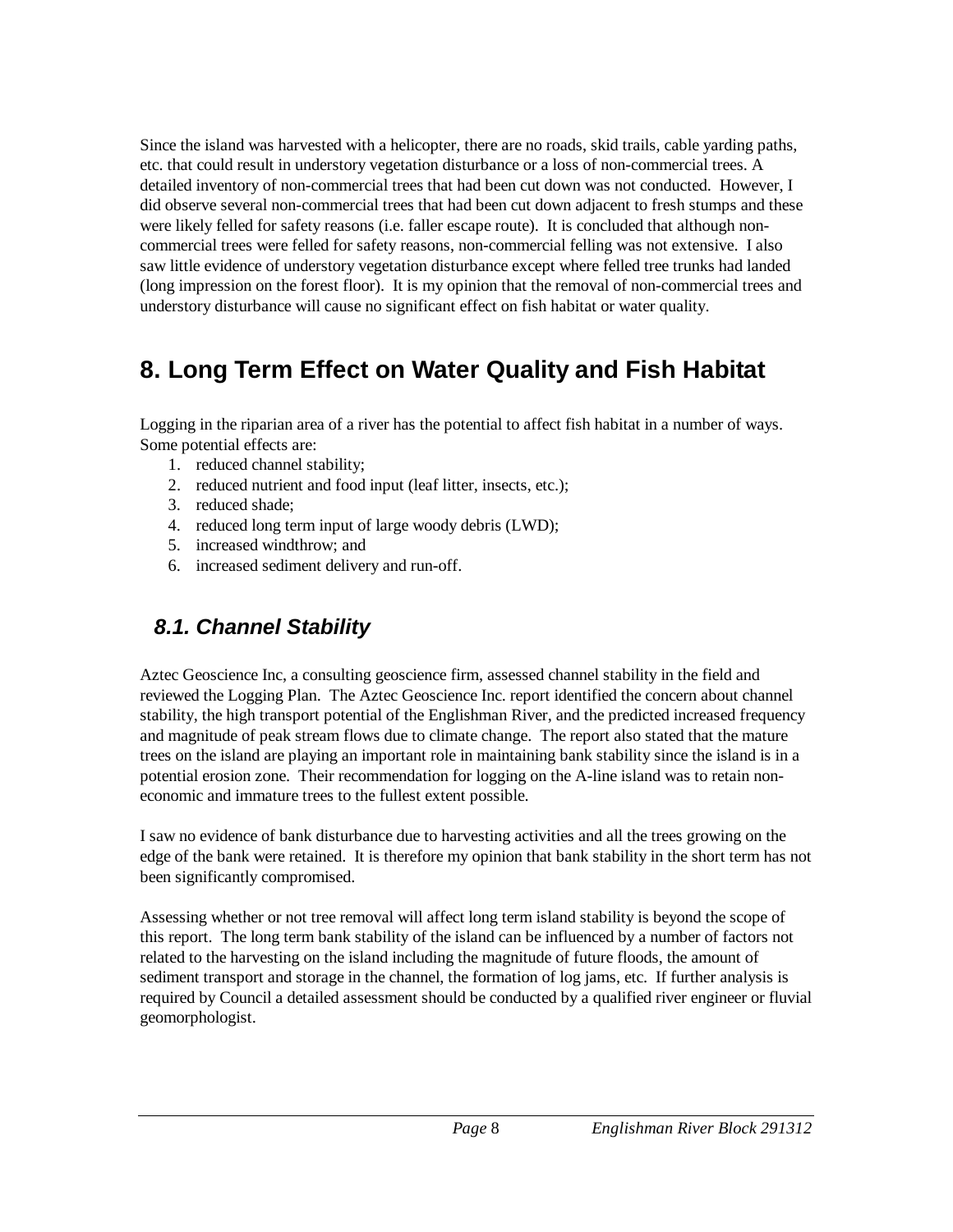Since the island was harvested with a helicopter, there are no roads, skid trails, cable yarding paths, etc. that could result in understory vegetation disturbance or a loss of non-commercial trees. A detailed inventory of non-commercial trees that had been cut down was not conducted. However, I did observe several non-commercial trees that had been cut down adjacent to fresh stumps and these were likely felled for safety reasons (i.e. faller escape route). It is concluded that although non-commercial trees were felled for safety reasons, non-commercial felling was not extensive. I also saw little evidence of understory vegetation disturbance except where felled tree trunks had landed (long impression on the forest floor). It is my opinion that the removal of non-commercial trees and understory disturbance will cause no significant effect on fish habitat or water quality.

# 8. Long Term Effect on Water Quality and Fish Habitat

Logging in the riparian area of a river has the potential to affect fish habitat in a number of ways. Some potential effects are:

1. reduced channel stability;
2. reduced nutrient and food input (leaf litter, insects, etc.);
3. reduced shade;
4. reduced long term input of large woody debris (LWD);
5. increased windthrow; and
6. increased sediment delivery and run-off.

## *8.1. Channel Stability*

Aztec Geoscience Inc, a consulting geoscience firm, assessed channel stability in the field and reviewed the Logging Plan. The Aztec Geoscience Inc. report identified the concern about channel stability, the high transport potential of the Englishman River, and the predicted increased frequency and magnitude of peak stream flows due to climate change. The report also stated that the mature trees on the island are playing an important role in maintaining bank stability since the island is in a potential erosion zone. Their recommendation for logging on the A-line island was to retain non-economic and immature trees to the fullest extent possible.

I saw no evidence of bank disturbance due to harvesting activities and all the trees growing on the edge of the bank were retained. It is therefore my opinion that bank stability in the short term has not been significantly compromised.

Assessing whether or not tree removal will affect long term island stability is beyond the scope of this report. The long term bank stability of the island can be influenced by a number of factors not related to the harvesting on the island including the magnitude of future floods, the amount of sediment transport and storage in the channel, the formation of log jams, etc. If further analysis is required by Council a detailed assessment should be conducted by a qualified river engineer or fluvial geomorphologist.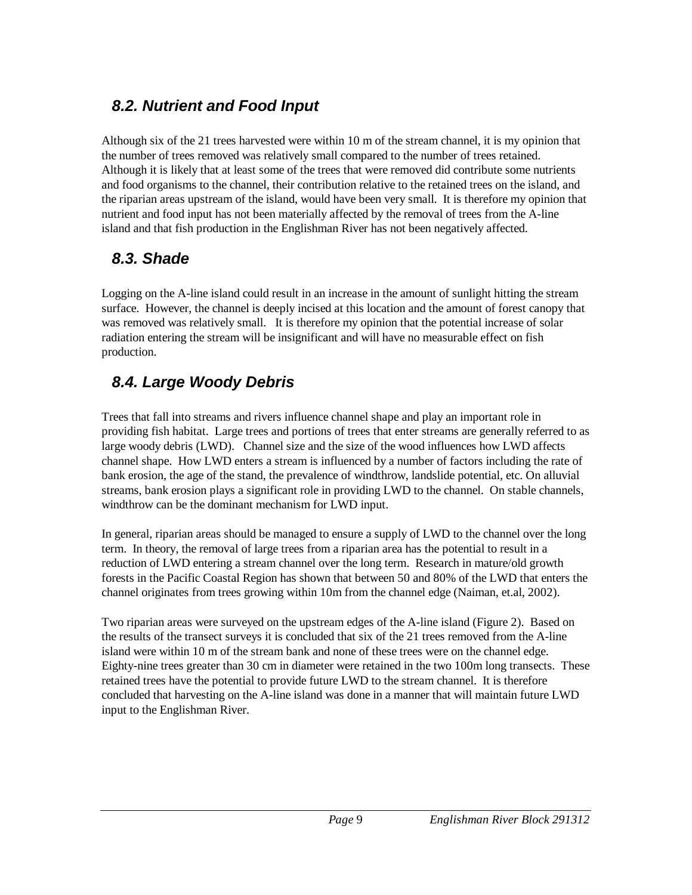## 8.2. Nutrient and Food Input

Although six of the 21 trees harvested were within 10 m of the stream channel, it is my opinion that the number of trees removed was relatively small compared to the number of trees retained. Although it is likely that at least some of the trees that were removed did contribute some nutrients and food organisms to the channel, their contribution relative to the retained trees on the island, and the riparian areas upstream of the island, would have been very small. It is therefore my opinion that nutrient and food input has not been materially affected by the removal of trees from the A-line island and that fish production in the Englishman River has not been negatively affected.

## 8.3. Shade

Logging on the A-line island could result in an increase in the amount of sunlight hitting the stream surface. However, the channel is deeply incised at this location and the amount of forest canopy that was removed was relatively small. It is therefore my opinion that the potential increase of solar radiation entering the stream will be insignificant and will have no measurable effect on fish production.

## 8.4. Large Woody Debris

Trees that fall into streams and rivers influence channel shape and play an important role in providing fish habitat. Large trees and portions of trees that enter streams are generally referred to as large woody debris (LWD). Channel size and the size of the wood influences how LWD affects channel shape. How LWD enters a stream is influenced by a number of factors including the rate of bank erosion, the age of the stand, the prevalence of windthrow, landslide potential, etc. On alluvial streams, bank erosion plays a significant role in providing LWD to the channel. On stable channels, windthrow can be the dominant mechanism for LWD input.

In general, riparian areas should be managed to ensure a supply of LWD to the channel over the long term. In theory, the removal of large trees from a riparian area has the potential to result in a reduction of LWD entering a stream channel over the long term. Research in mature/old growth forests in the Pacific Coastal Region has shown that between 50 and 80% of the LWD that enters the channel originates from trees growing within 10m from the channel edge (Naiman, et.al, 2002).

Two riparian areas were surveyed on the upstream edges of the A-line island (Figure 2). Based on the results of the transect surveys it is concluded that six of the 21 trees removed from the A-line island were within 10 m of the stream bank and none of these trees were on the channel edge. Eighty-nine trees greater than 30 cm in diameter were retained in the two 100m long transects. These retained trees have the potential to provide future LWD to the stream channel. It is therefore concluded that harvesting on the A-line island was done in a manner that will maintain future LWD input to the Englishman River.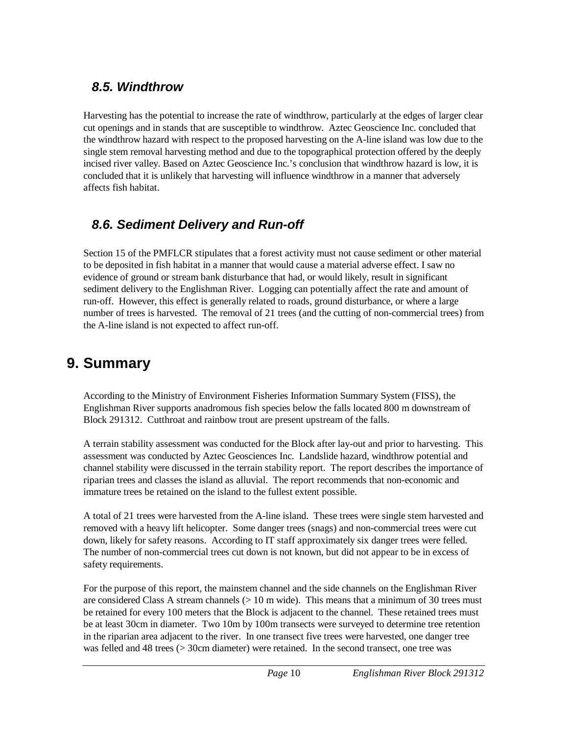### *8.5. Windthrow*

Harvesting has the potential to increase the rate of windthrow, particularly at the edges of larger clear cut openings and in stands that are susceptible to windthrow. Aztec Geoscience Inc. concluded that the windthrow hazard with respect to the proposed harvesting on the A-line island was low due to the single stem removal harvesting method and due to the topographical protection offered by the deeply incised river valley. Based on Aztec Geoscience Inc.'s conclusion that windthrow hazard is low, it is concluded that it is unlikely that harvesting will influence windthrow in a manner that adversely affects fish habitat.

### *8.6. Sediment Delivery and Run-off*

Section 15 of the PMFLCR stipulates that a forest activity must not cause sediment or other material to be deposited in fish habitat in a manner that would cause a material adverse effect. I saw no evidence of ground or stream bank disturbance that had, or would likely, result in significant sediment delivery to the Englishman River. Logging can potentially affect the rate and amount of run-off. However, this effect is generally related to roads, ground disturbance, or where a large number of trees is harvested. The removal of 21 trees (and the cutting of non-commercial trees) from the A-line island is not expected to affect run-off.

## 9. Summary

According to the Ministry of Environment Fisheries Information Summary System (FISS), the Englishman River supports anadromous fish species below the falls located 800 m downstream of Block 291312. Cutthroat and rainbow trout are present upstream of the falls.

A terrain stability assessment was conducted for the Block after lay-out and prior to harvesting. This assessment was conducted by Aztec Geosciences Inc. Landslide hazard, windthrow potential and channel stability were discussed in the terrain stability report. The report describes the importance of riparian trees and classes the island as alluvial. The report recommends that non-economic and immature trees be retained on the island to the fullest extent possible.

A total of 21 trees were harvested from the A-line island. These trees were single stem harvested and removed with a heavy lift helicopter. Some danger trees (snags) and non-commercial trees were cut down, likely for safety reasons. According to IT staff approximately six danger trees were felled. The number of non-commercial trees cut down is not known, but did not appear to be in excess of safety requirements.

For the purpose of this report, the mainstem channel and the side channels on the Englishman River are considered Class A stream channels (> 10 m wide). This means that a minimum of 30 trees must be retained for every 100 meters that the Block is adjacent to the channel. These retained trees must be at least 30cm in diameter. Two 10m by 100m transects were surveyed to determine tree retention in the riparian area adjacent to the river. In one transect five trees were harvested, one danger tree was felled and 48 trees (> 30cm diameter) were retained. In the second transect, one tree was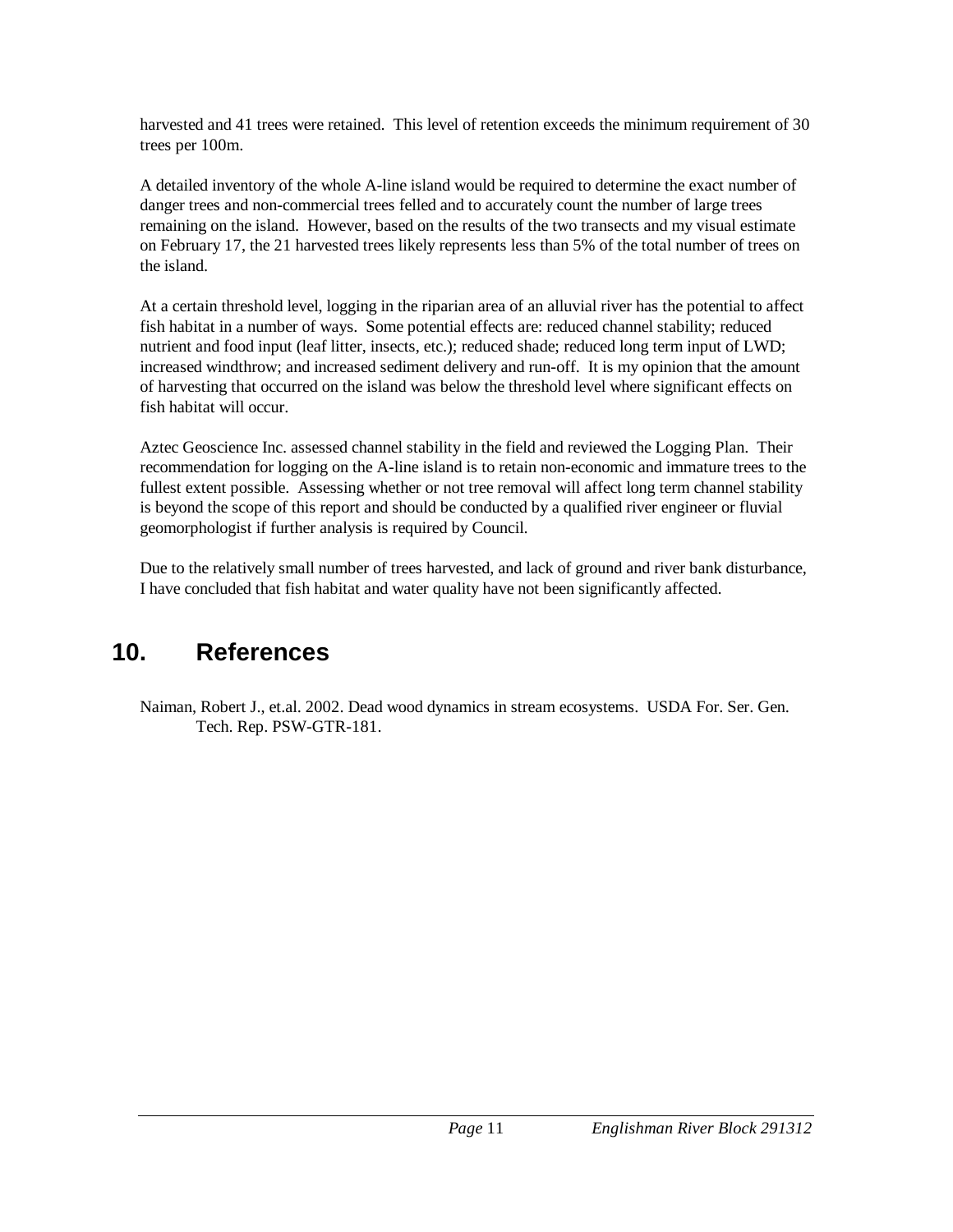harvested and 41 trees were retained. This level of retention exceeds the minimum requirement of 30 trees per 100m.

A detailed inventory of the whole A-line island would be required to determine the exact number of danger trees and non-commercial trees felled and to accurately count the number of large trees remaining on the island. However, based on the results of the two transects and my visual estimate on February 17, the 21 harvested trees likely represents less than 5% of the total number of trees on the island.

At a certain threshold level, logging in the riparian area of an alluvial river has the potential to affect fish habitat in a number of ways. Some potential effects are: reduced channel stability; reduced nutrient and food input (leaf litter, insects, etc.); reduced shade; reduced long term input of LWD; increased windthrow; and increased sediment delivery and run-off. It is my opinion that the amount of harvesting that occurred on the island was below the threshold level where significant effects on fish habitat will occur.

Aztec Geoscience Inc. assessed channel stability in the field and reviewed the Logging Plan. Their recommendation for logging on the A-line island is to retain non-economic and immature trees to the fullest extent possible. Assessing whether or not tree removal will affect long term channel stability is beyond the scope of this report and should be conducted by a qualified river engineer or fluvial geomorphologist if further analysis is required by Council.

Due to the relatively small number of trees harvested, and lack of ground and river bank disturbance, I have concluded that fish habitat and water quality have not been significantly affected.

# 10. References

Naiman, Robert J., et.al. 2002. Dead wood dynamics in stream ecosystems. USDA For. Ser. Gen. Tech. Rep. PSW-GTR-181.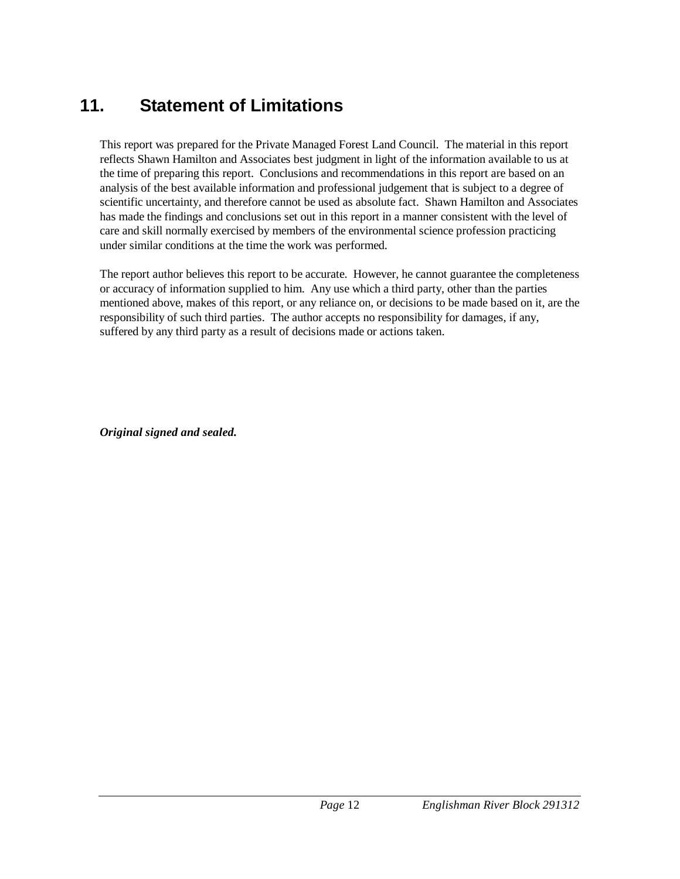# 11. Statement of Limitations

This report was prepared for the Private Managed Forest Land Council. The material in this report reflects Shawn Hamilton and Associates best judgment in light of the information available to us at the time of preparing this report. Conclusions and recommendations in this report are based on an analysis of the best available information and professional judgement that is subject to a degree of scientific uncertainty, and therefore cannot be used as absolute fact. Shawn Hamilton and Associates has made the findings and conclusions set out in this report in a manner consistent with the level of care and skill normally exercised by members of the environmental science profession practicing under similar conditions at the time the work was performed.

The report author believes this report to be accurate. However, he cannot guarantee the completeness or accuracy of information supplied to him. Any use which a third party, other than the parties mentioned above, makes of this report, or any reliance on, or decisions to be made based on it, are the responsibility of such third parties. The author accepts no responsibility for damages, if any, suffered by any third party as a result of decisions made or actions taken.

***Original signed and sealed.***